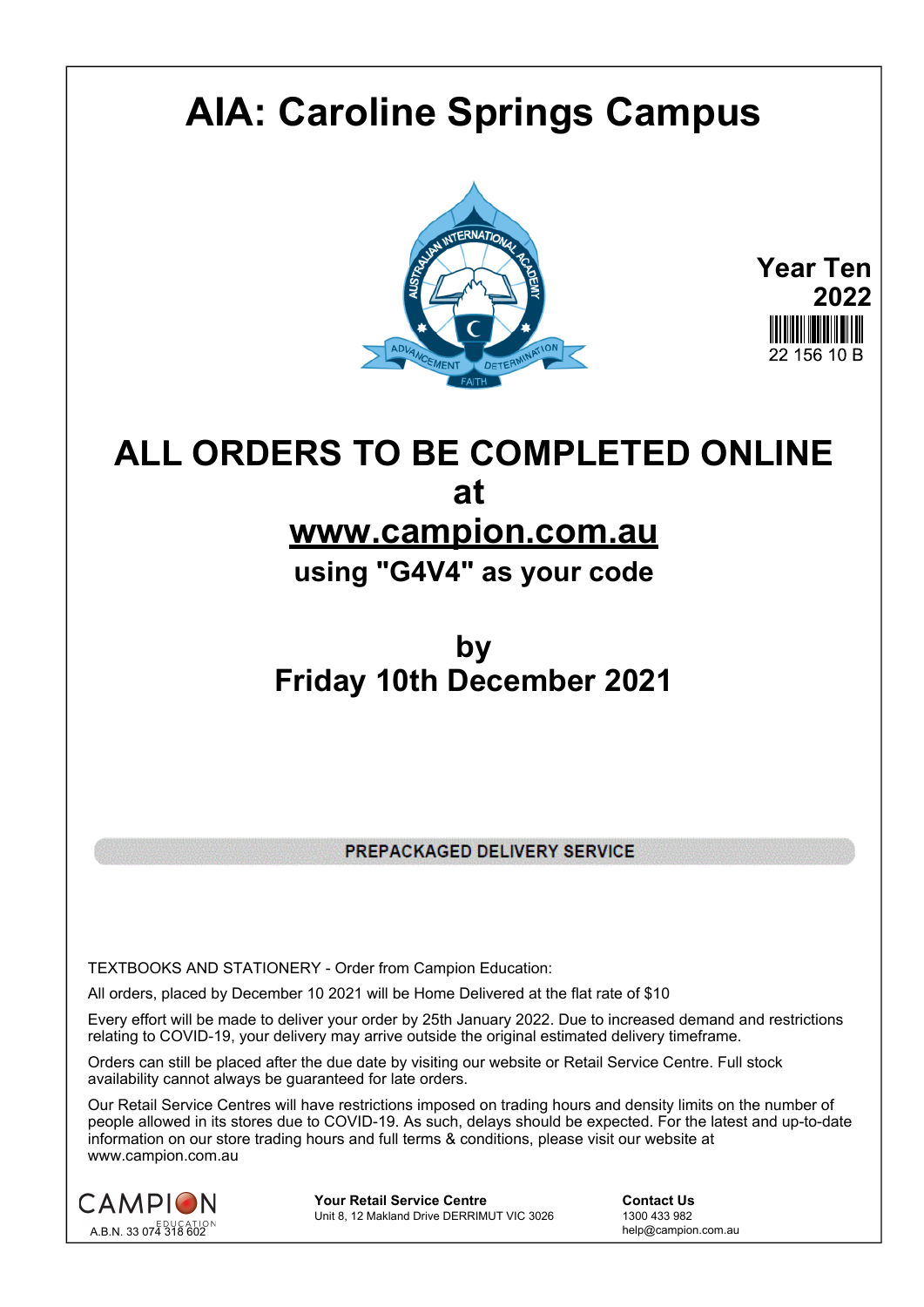# AIA: Caroline Springs Campus

**Year Ten 2022**

22 156 10 B

## ALL ORDERS TO BE COMPLETED ONLINE at www.campion.com.au

### using "G4V4" as your code

## by Friday 10th December 2021

**PREPACKAGED DELIVERY SERVICE**

TEXTBOOKS AND STATIONERY - Order from Campion Education:

All orders, placed by December 10 2021 will be Home Delivered at the flat rate of $10

Every effort will be made to deliver your order by 25th January 2022. Due to increased demand and restrictions relating to COVID-19, your delivery may arrive outside the original estimated delivery timeframe.

Orders can still be placed after the due date by visiting our website or Retail Service Centre. Full stock availability cannot always be guaranteed for late orders.

Our Retail Service Centres will have restrictions imposed on trading hours and density limits on the number of people allowed in its stores due to COVID-19. As such, delays should be expected. For the latest and up-to-date information on our store trading hours and full terms & conditions, please visit our website at www.campion.com.au

CAMPION EDUCATION
A.B.N. 33 074 318 602

**Your Retail Service Centre**
Unit 8, 12 Makland Drive DERRIMUT VIC 3026

**Contact Us**
1300 433 982
help@campion.com.au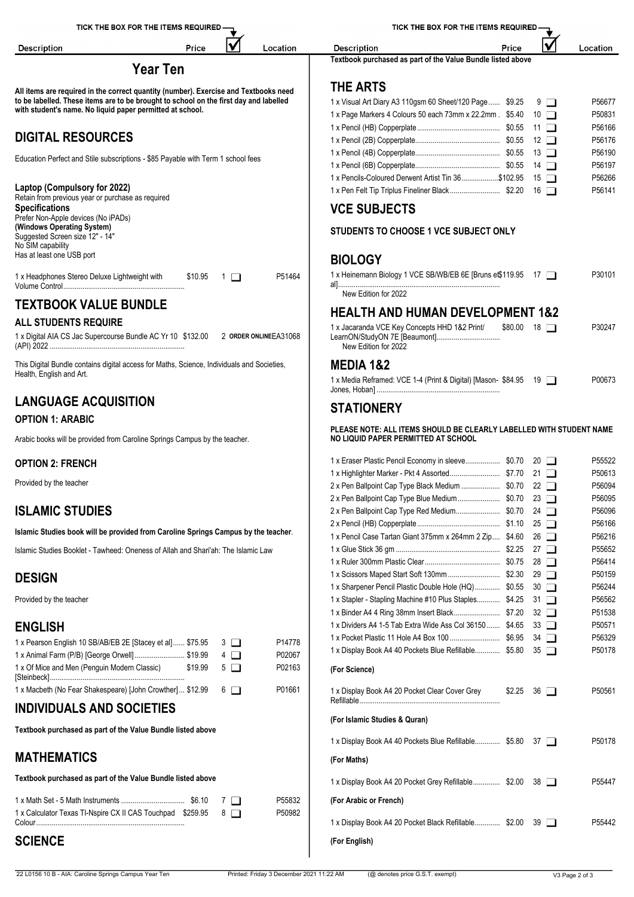## Year Ten

**All items are required in the correct quantity (number). Exercise and Textbooks need to be labelled. These items are to be brought to school on the first day and labelled with student's name. No liquid paper permitted at school.**

## DIGITAL RESOURCES

Education Perfect and Stile subscriptions - $85 Payable with Term 1 school fees

**Laptop (Compulsory for 2022)**
Retain from previous year or purchase as required
**Specifications**
Prefer Non-Apple devices (No iPADs)
**(Windows Operating System)**
Suggested Screen size 12" - 14"
No SIM capability
Has at least one USB port

| Description | Price | No. | Location |
|---|---|---|---|
| 1 x Headphones Stereo Deluxe Lightweight with Volume Control | $10.95 | 1 ☐ | P51464 |

## TEXTBOOK VALUE BUNDLE

### ALL STUDENTS REQUIRE

| Description | Price | No. | Location |
|---|---|---|---|
| 1 x Digital AIA CS Jac Supercourse Bundle AC Yr 10 (API) 2022 | $132.00 | 2 ORDER ONLINE | EA31068 |

This Digital Bundle contains digital access for Maths, Science, Individuals and Societies, Health, English and Art.

## LANGUAGE ACQUISITION

### OPTION 1: ARABIC

Arabic books will be provided from Caroline Springs Campus by the teacher.

### OPTION 2: FRENCH

Provided by the teacher

## ISLAMIC STUDIES

**Islamic Studies book will be provided from Caroline Springs Campus by the teacher**.

Islamic Studies Booklet - Tawheed: Oneness of Allah and Shari'ah: The Islamic Law

## DESIGN

Provided by the teacher

## ENGLISH

| Description | Price | No. | Location |
|---|---|---|---|
| 1 x Pearson English 10 SB/AB/EB 2E [Stacey et al] | $75.95 | 3 ☐ | P14778 |
| 1 x Animal Farm (P/B) [George Orwell] | $19.99 | 4 ☐ | P02067 |
| 1 x Of Mice and Men (Penguin Modern Classic) [Steinbeck] | $19.99 | 5 ☐ | P02163 |
| 1 x Macbeth (No Fear Shakespeare) [John Crowther] | $12.99 | 6 ☐ | P01661 |

## INDIVIDUALS AND SOCIETIES

**Textbook purchased as part of the Value Bundle listed above**

## MATHEMATICS

**Textbook purchased as part of the Value Bundle listed above**

| Description | Price | No. | Location |
|---|---|---|---|
| 1 x Math Set - 5 Math Instruments | $6.10 | 7 ☐ | P55832 |
| 1 x Calculator Texas TI-Nspire CX II CAS Touchpad Colour | $259.95 | 8 ☐ | P50982 |

## SCIENCE

**Textbook purchased as part of the Value Bundle listed above**

## THE ARTS

| Description | Price | No. | Location |
|---|---|---|---|
| 1 x Visual Art Diary A3 110gsm 60 Sheet/120 Page | $9.25 | 9 ☐ | P56677 |
| 1 x Page Markers 4 Colours 50 each 73mm x 22.2mm | $5.40 | 10 ☐ | P50831 |
| 1 x Pencil (HB) Copperplate | $0.55 | 11 ☐ | P56166 |
| 1 x Pencil (2B) Copperplate | $0.55 | 12 ☐ | P56176 |
| 1 x Pencil (4B) Copperplate | $0.55 | 13 ☐ | P56190 |
| 1 x Pencil (6B) Copperplate | $0.55 | 14 ☐ | P56197 |
| 1 x Pencils-Coloured Derwent Artist Tin 36 | $102.95 | 15 ☐ | P56266 |
| 1 x Pen Felt Tip Triplus Fineliner Black | $2.20 | 16 ☐ | P56141 |

## VCE SUBJECTS

**STUDENTS TO CHOOSE 1 VCE SUBJECT ONLY**

## BIOLOGY

| Description | Price | No. | Location |
|---|---|---|---|
| 1 x Heinemann Biology 1 VCE SB/WB/EB 6E [Bruns et al] New Edition for 2022 | $119.95 | 17 ☐ | P30101 |

## HEALTH AND HUMAN DEVELOPMENT 1&2

| Description | Price | No. | Location |
|---|---|---|---|
| 1 x Jacaranda VCE Key Concepts HHD 1&2 Print/ LearnON/StudyON 7E [Beaumont] New Edition for 2022 | $80.00 | 18 ☐ | P30247 |

## MEDIA 1&2

| Description | Price | No. | Location |
|---|---|---|---|
| 1 x Media Reframed: VCE 1-4 (Print & Digital) [Mason-Jones, Hoban] | $84.95 | 19 ☐ | P00673 |

## STATIONERY

**PLEASE NOTE: ALL ITEMS SHOULD BE CLEARLY LABELLED WITH STUDENT NAME NO LIQUID PAPER PERMITTED AT SCHOOL**

| Description | Price | No. | Location |
|---|---|---|---|
| 1 x Eraser Plastic Pencil Economy in sleeve | $0.70 | 20 ☐ | P55522 |
| 1 x Highlighter Marker - Pkt 4 Assorted | $7.70 | 21 ☐ | P50613 |
| 2 x Pen Ballpoint Cap Type Black Medium | $0.70 | 22 ☐ | P56094 |
| 2 x Pen Ballpoint Cap Type Blue Medium | $0.70 | 23 ☐ | P56095 |
| 2 x Pen Ballpoint Cap Type Red Medium | $0.70 | 24 ☐ | P56096 |
| 2 x Pencil (HB) Copperplate | $1.10 | 25 ☐ | P56166 |
| 1 x Pencil Case Tartan Giant 375mm x 264mm 2 Zip | $4.60 | 26 ☐ | P56216 |
| 1 x Glue Stick 36 gm | $2.25 | 27 ☐ | P55652 |
| 1 x Ruler 300mm Plastic Clear | $0.75 | 28 ☐ | P56414 |
| 1 x Scissors Maped Start Soft 130mm | $2.30 | 29 ☐ | P50159 |
| 1 x Sharpener Pencil Plastic Double Hole (HQ) | $0.55 | 30 ☐ | P56244 |
| 1 x Stapler - Stapling Machine #10 Plus Staples | $4.25 | 31 ☐ | P56562 |
| 1 x Binder A4 4 Ring 38mm Insert Black | $7.20 | 32 ☐ | P51538 |
| 1 x Dividers A4 1-5 Tab Extra Wide Ass Col 36150 | $4.65 | 33 ☐ | P50571 |
| 1 x Pocket Plastic 11 Hole A4 Box 100 | $6.95 | 34 ☐ | P56329 |
| 1 x Display Book A4 40 Pockets Blue Refillable | $5.80 | 35 ☐ | P50178 |

**(For Science)**

| Description | Price | No. | Location |
|---|---|---|---|
| 1 x Display Book A4 20 Pocket Clear Cover Grey Refillable | $2.25 | 36 ☐ | P50561 |

**(For Islamic Studies & Quran)**

| Description | Price | No. | Location |
|---|---|---|---|
| 1 x Display Book A4 40 Pockets Blue Refillable | $5.80 | 37 ☐ | P50178 |

**(For Maths)**

| Description | Price | No. | Location |
|---|---|---|---|
| 1 x Display Book A4 20 Pocket Grey Refillable | $2.00 | 38 ☐ | P55447 |

**(For Arabic or French)**

| Description | Price | No. | Location |
|---|---|---|---|
| 1 x Display Book A4 20 Pocket Black Refillable | $2.00 | 39 ☐ | P55442 |

**(For English)**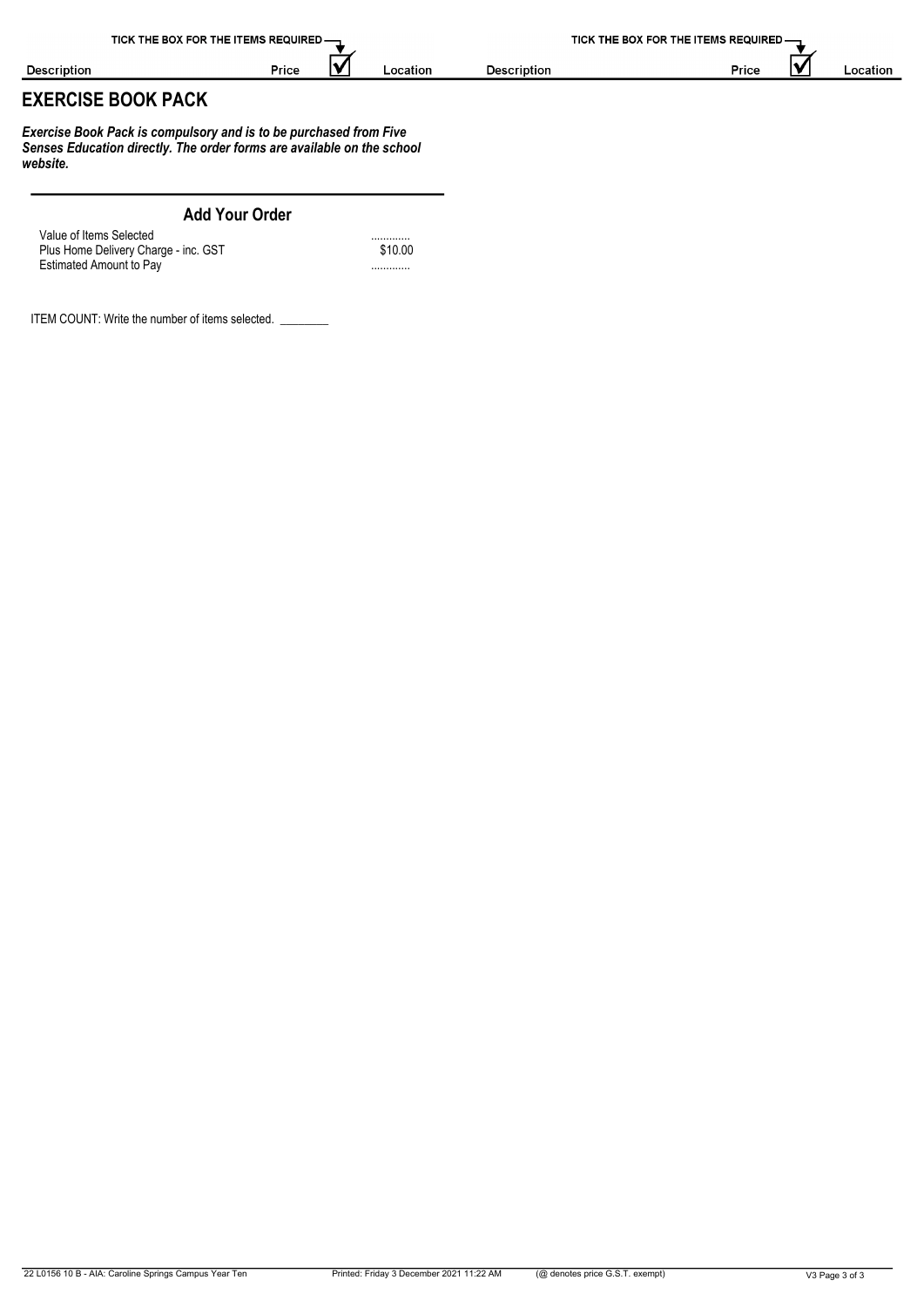| Description | Price | ☑ | Location | Description | Price | ☑ | Location |
|---|---|---|---|---|---|---|---|

TICK THE BOX FOR THE ITEMS REQUIRED

## EXERCISE BOOK PACK

***Exercise Book Pack is compulsory and is to be purchased from Five Senses Education directly. The order forms are available on the school website.***

### Add Your Order

| | |
|---|---|
| Value of Items Selected | ............ |
| Plus Home Delivery Charge - inc. GST | \$10.00 |
| Estimated Amount to Pay | ............ |

ITEM COUNT: Write the number of items selected. ________

22 L0156 10 B - AIA: Caroline Springs Campus Year Ten    Printed: Friday 3 December 2021 11:22 AM    (@ denotes price G.S.T. exempt)